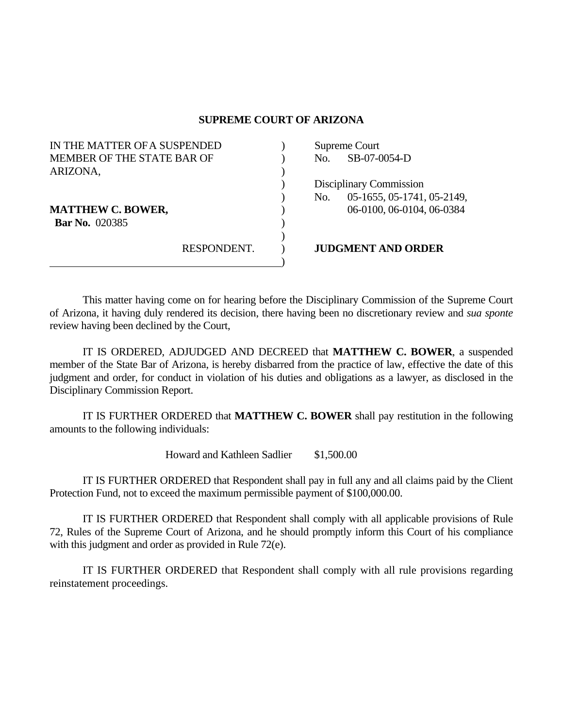**SUPREME COURT OF ARIZONA**

| | |
|---|---|
| IN THE MATTER OF A SUSPENDED MEMBER OF THE STATE BAR OF ARIZONA, | Supreme Court No. SB-07-0054-D |
| | Disciplinary Commission No. 05-1655, 05-1741, 05-2149, 06-0100, 06-0104, 06-0384 |
| **MATTHEW C. BOWER,** **Bar No.** 020385 | |
| RESPONDENT. | **JUDGMENT AND ORDER** |

This matter having come on for hearing before the Disciplinary Commission of the Supreme Court of Arizona, it having duly rendered its decision, there having been no discretionary review and *sua sponte* review having been declined by the Court,

IT IS ORDERED, ADJUDGED AND DECREED that **MATTHEW C. BOWER**, a suspended member of the State Bar of Arizona, is hereby disbarred from the practice of law, effective the date of this judgment and order, for conduct in violation of his duties and obligations as a lawyer, as disclosed in the Disciplinary Commission Report.

IT IS FURTHER ORDERED that **MATTHEW C. BOWER** shall pay restitution in the following amounts to the following individuals:

Howard and Kathleen Sadlier $1,500.00

IT IS FURTHER ORDERED that Respondent shall pay in full any and all claims paid by the Client Protection Fund, not to exceed the maximum permissible payment of $100,000.00.

IT IS FURTHER ORDERED that Respondent shall comply with all applicable provisions of Rule 72, Rules of the Supreme Court of Arizona, and he should promptly inform this Court of his compliance with this judgment and order as provided in Rule 72(e).

IT IS FURTHER ORDERED that Respondent shall comply with all rule provisions regarding reinstatement proceedings.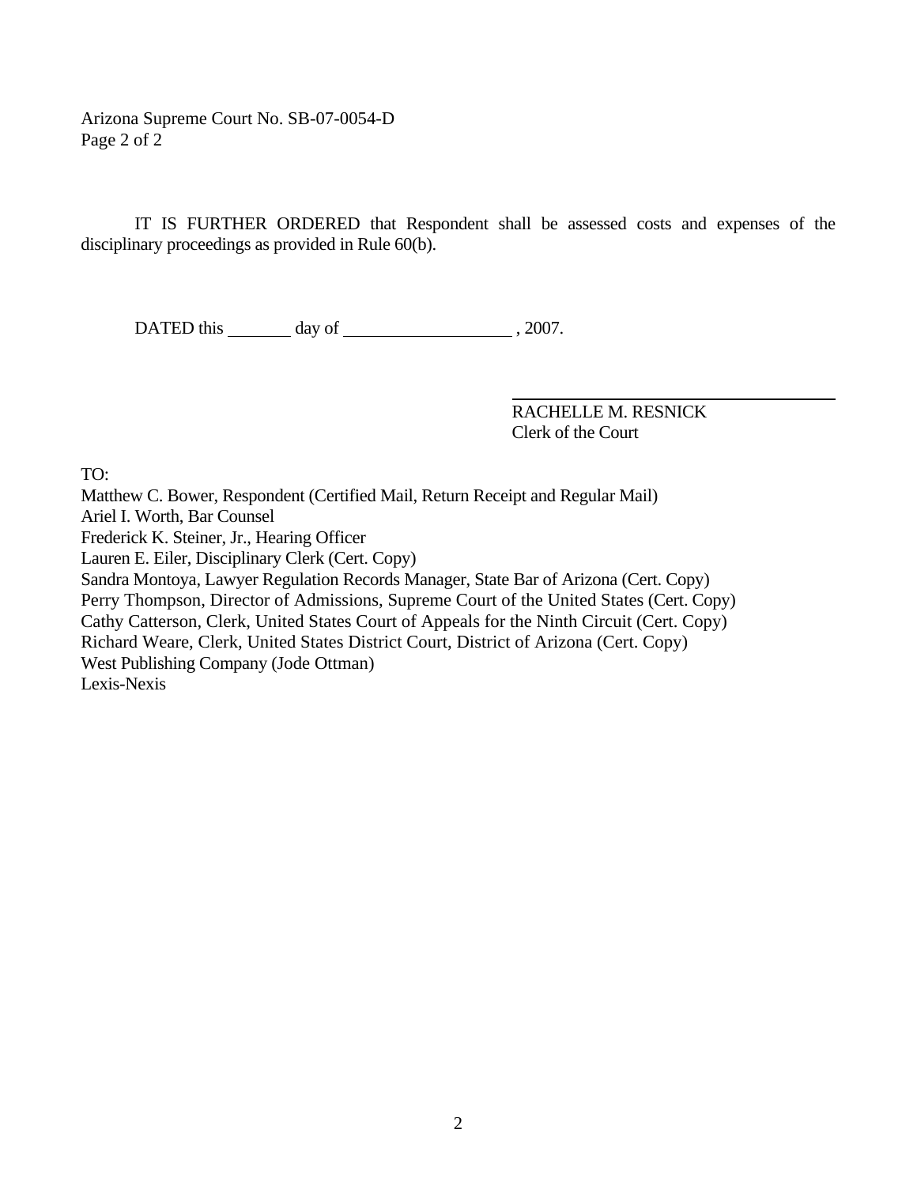IT IS FURTHER ORDERED that Respondent shall be assessed costs and expenses of the disciplinary proceedings as provided in Rule 60(b).

DATED this _______ day of ___________________ , 2007.

RACHELLE M. RESNICK
Clerk of the Court

TO:
Matthew C. Bower, Respondent (Certified Mail, Return Receipt and Regular Mail)
Ariel I. Worth, Bar Counsel
Frederick K. Steiner, Jr., Hearing Officer
Lauren E. Eiler, Disciplinary Clerk (Cert. Copy)
Sandra Montoya, Lawyer Regulation Records Manager, State Bar of Arizona (Cert. Copy)
Perry Thompson, Director of Admissions, Supreme Court of the United States (Cert. Copy)
Cathy Catterson, Clerk, United States Court of Appeals for the Ninth Circuit (Cert. Copy)
Richard Weare, Clerk, United States District Court, District of Arizona (Cert. Copy)
West Publishing Company (Jode Ottman)
Lexis-Nexis